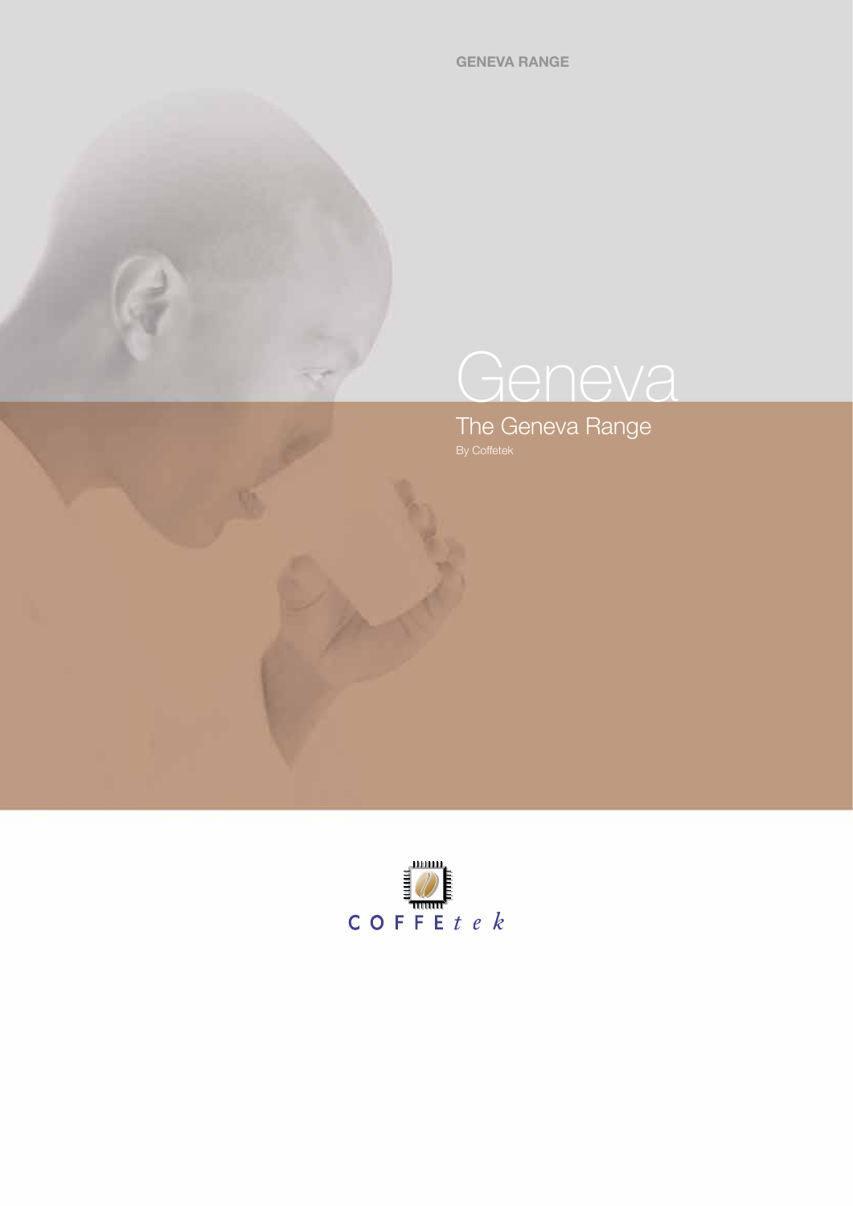GENEVA RANGE

# Geneva

## The Geneva Range

By Coffetek

COFFEtek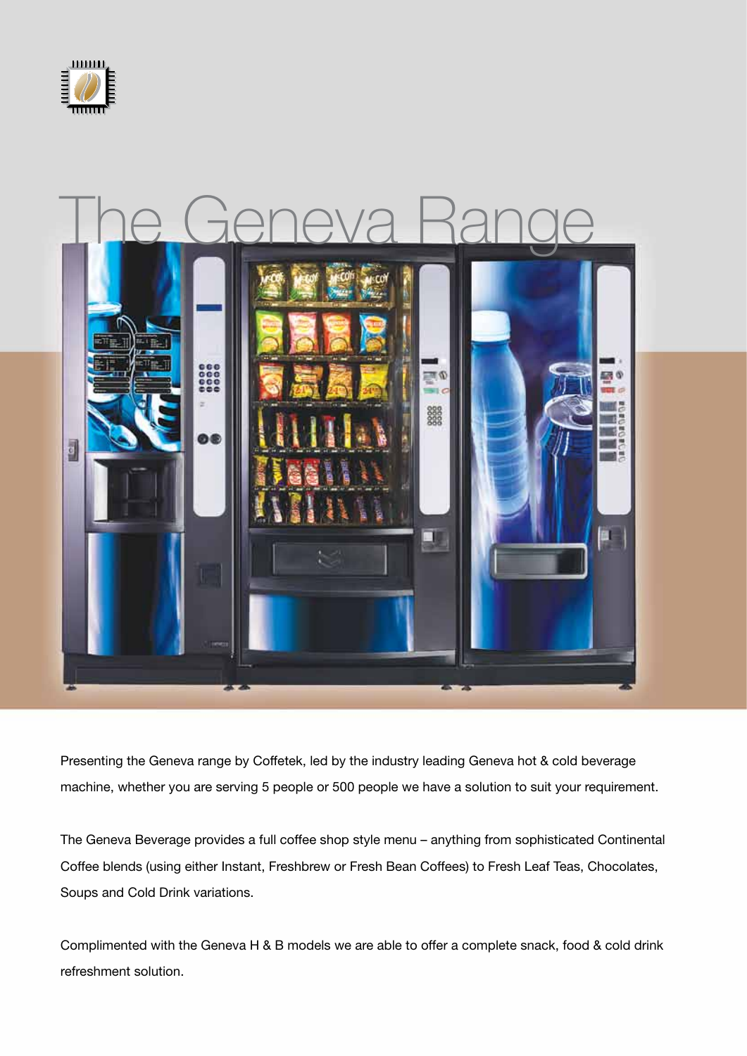# The Geneva Range

Presenting the Geneva range by Coffetek, led by the industry leading Geneva hot & cold beverage machine, whether you are serving 5 people or 500 people we have a solution to suit your requirement.

The Geneva Beverage provides a full coffee shop style menu – anything from sophisticated Continental Coffee blends (using either Instant, Freshbrew or Fresh Bean Coffees) to Fresh Leaf Teas, Chocolates, Soups and Cold Drink variations.

Complimented with the Geneva H & B models we are able to offer a complete snack, food & cold drink refreshment solution.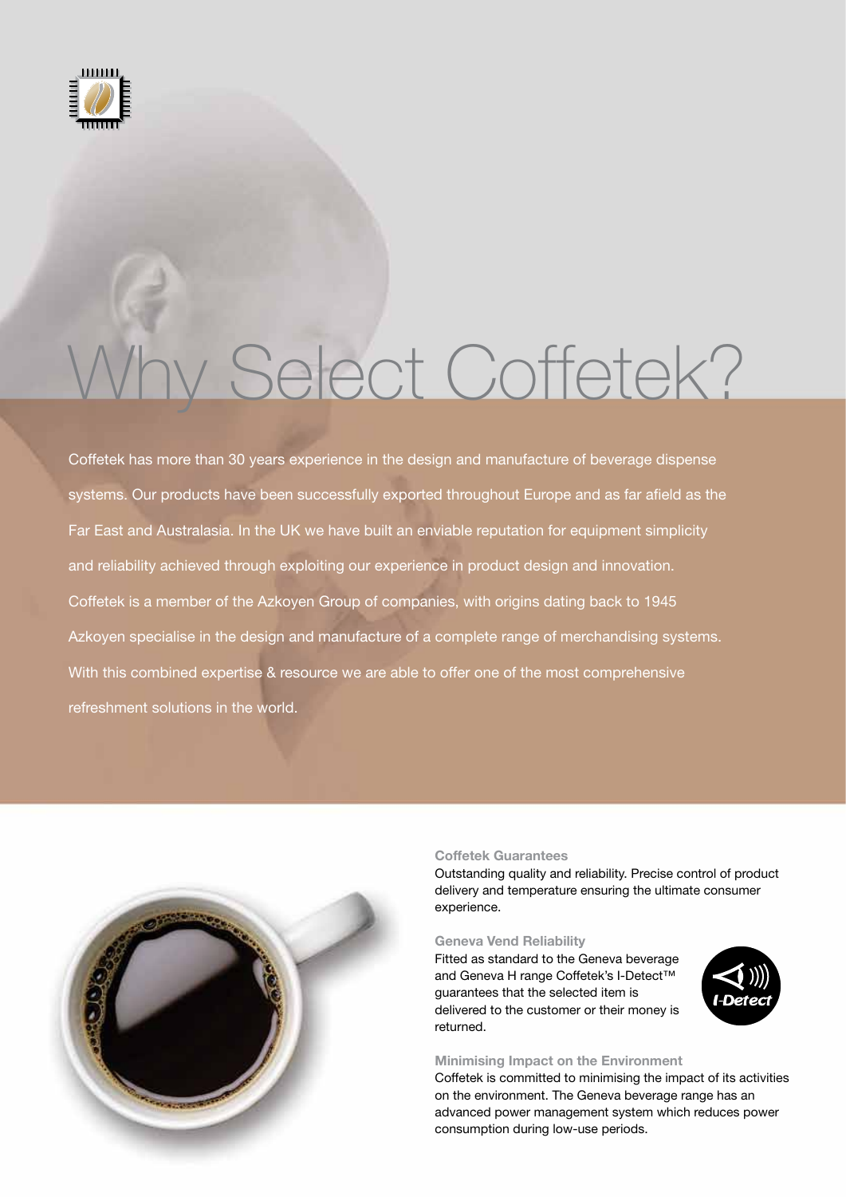# Why Select Coffetek?

Coffetek has more than 30 years experience in the design and manufacture of beverage dispense systems. Our products have been successfully exported throughout Europe and as far afield as the Far East and Australasia. In the UK we have built an enviable reputation for equipment simplicity and reliability achieved through exploiting our experience in product design and innovation. Coffetek is a member of the Azkoyen Group of companies, with origins dating back to 1945 Azkoyen specialise in the design and manufacture of a complete range of merchandising systems. With this combined expertise & resource we are able to offer one of the most comprehensive refreshment solutions in the world.

**Coffetek Guarantees**

Outstanding quality and reliability. Precise control of product delivery and temperature ensuring the ultimate consumer experience.

**Geneva Vend Reliability**

Fitted as standard to the Geneva beverage and Geneva H range Coffetek's I-Detect™ guarantees that the selected item is delivered to the customer or their money is returned.

**Minimising Impact on the Environment**

Coffetek is committed to minimising the impact of its activities on the environment. The Geneva beverage range has an advanced power management system which reduces power consumption during low-use periods.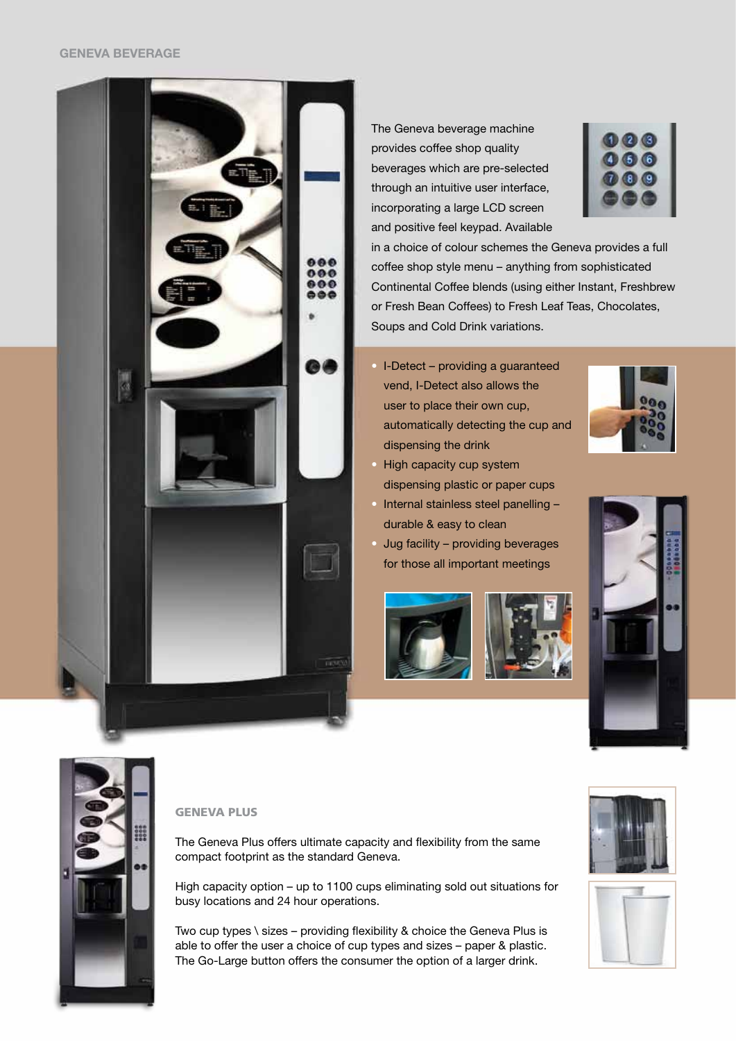## GENEVA BEVERAGE

The Geneva beverage machine provides coffee shop quality beverages which are pre-selected through an intuitive user interface, incorporating a large LCD screen and positive feel keypad. Available in a choice of colour schemes the Geneva provides a full coffee shop style menu – anything from sophisticated Continental Coffee blends (using either Instant, Freshbrew or Fresh Bean Coffees) to Fresh Leaf Teas, Chocolates, Soups and Cold Drink variations.

- I-Detect – providing a guaranteed vend, I-Detect also allows the user to place their own cup, automatically detecting the cup and dispensing the drink
- High capacity cup system dispensing plastic or paper cups
- Internal stainless steel panelling – durable & easy to clean
- Jug facility – providing beverages for those all important meetings

## GENEVA PLUS

The Geneva Plus offers ultimate capacity and flexibility from the same compact footprint as the standard Geneva.

High capacity option – up to 1100 cups eliminating sold out situations for busy locations and 24 hour operations.

Two cup types \ sizes – providing flexibility & choice the Geneva Plus is able to offer the user a choice of cup types and sizes – paper & plastic. The Go-Large button offers the consumer the option of a larger drink.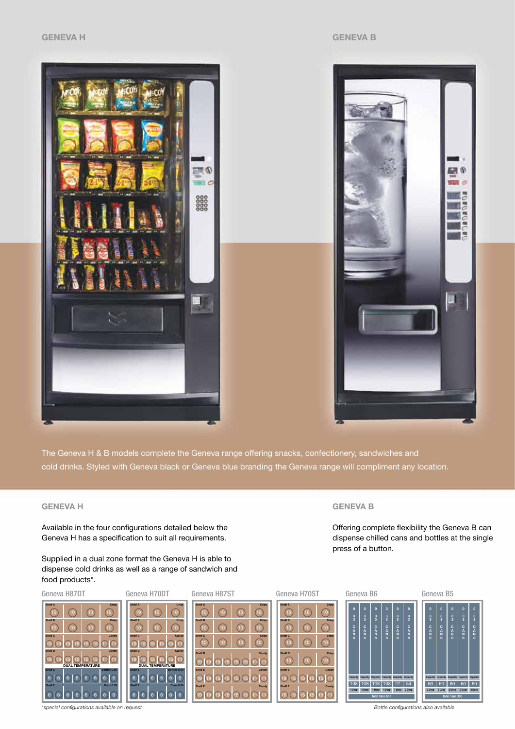GENEVA H

GENEVA B

The Geneva H & B models complete the Geneva range offering snacks, confectionery, sandwiches and cold drinks. Styled with Geneva black or Geneva blue branding the Geneva range will compliment any location.

## GENEVA H

Available in the four configurations detailed below the Geneva H has a specification to suit all requirements.

Supplied in a dual zone format the Geneva H is able to dispense cold drinks as well as a range of sandwich and food products*.

## GENEVA B

Offering complete flexibility the Geneva B can dispense chilled cans and bottles at the single press of a button.

Geneva H87DT

| Shelf | Type | Spirals |
| --- | --- | --- |
| Shelf A | Crisp | 10, 10, 10, 10 |
| Shelf B | Crisp | 10, 10, 10, 10 |
| Shelf C | Candy | 19, 19, 15, 15, 15, 15, 11, 11 |
| Shelf D | Candy | 19, 19, 15, 15, 15, 15, 11, 11 |
| DUAL TEMPERATURE | | |
| Shelf E | Bottles 0.50 | 6, 6, 6, 6, 6, 6, 6, 6 |
| Shelf F | Cans 0.33 | 6, 6, 6, 6, 6, 6, 6, 6 |

Geneva H70DT

| Shelf | Type | Spirals |
| --- | --- | --- |
| Shelf A | Crisp | 10, 10, 10 |
| Shelf B | Crisp | 10, 10, 10 |
| Shelf C | Candy | 19, 15, 15, 15, 15, 11 |
| Shelf D | Candy | 19, 15, 15, 15, 15, 11 |
| DUAL TEMPERATURE | | |
| Shelf E | Bottles 0.50 | 6, 6, 6, 6, 6, 6 |
| Shelf F | Cans 0.33 | 6, 6, 6, 6, 6, 6 |

Geneva H87ST

| Shelf | Type | Spirals |
| --- | --- | --- |
| Shelf A | Crisp | 10, 10, 10, 10 |
| Shelf B | Crisp | 10, 10, 10, 10 |
| Shelf C | Crisp | 10, 10, 10, 10 |
| Shelf D | Candy | 19, 19, 15, 15, 15, 15, 11, 11 |
| Shelf E | Candy | 19, 19, 15, 15, 15, 15, 11, 11 |
| Shelf F | Candy | 19, 19, 15, 15, 15, 15, 11, 11 |

Geneva H70ST

| Shelf | Type | Spirals |
| --- | --- | --- |
| Shelf A | Crisp | 10, 10, 10 |
| Shelf B | Crisp | 10, 10, 10 |
| Shelf C | Crisp | 10, 10, 10 |
| Shelf D | Crisp | 10, 10, 10 |
| Shelf E | Candy | 19, 15, 15, 15, 15, 11 |
| Shelf F | Candy | 19, 15, 15, 15, 15, 11 |

Geneva B6

| | 0.33 CANS | 0.33 CANS | 0.33 CANS | 0.33 CANS | 0.33 CANS | 0.33 CANS |
| --- | --- | --- | --- | --- | --- | --- |
| Capacity | 108 | 108 | 108 | 108 | 27 | 54 |
| Depth | 4 Deep | 4 Deep | 4 Deep | 4 Deep | 1 Deep | 2 Deep |

Total Cans 513

Geneva B5

| | 0.33 CANS | 0.33 CANS | 0.33 CANS | 0.33 CANS | 0.33 CANS |
| --- | --- | --- | --- | --- | --- |
| Capacity | 60 | 60 | 60 | 60 | 60 |
| Depth | 2 Deep | 2 Deep | 2 Deep | 2 Deep | 2 Deep |

Total Cans 300

*special configurations available on request

Bottle configurations also available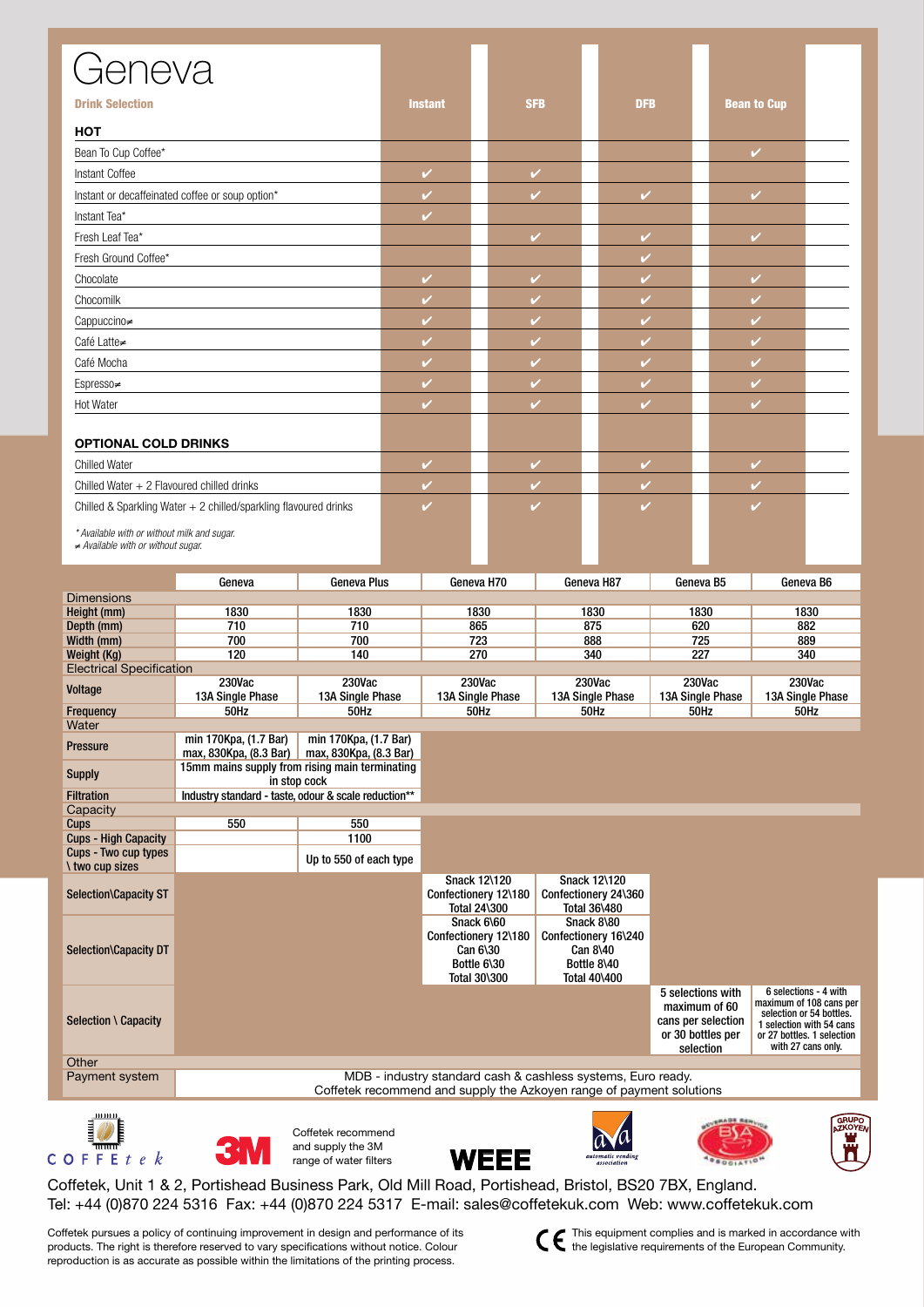# Geneva

**Drink Selection**

| | Instant | SFB | DFB | Bean to Cup |
|---|---|---|---|---|
| **HOT** | | | | |
| Bean To Cup Coffee* | | | | ✔ |
| Instant Coffee | ✔ | ✔ | | |
| Instant or decaffeinated coffee or soup option* | ✔ | ✔ | ✔ | ✔ |
| Instant Tea* | ✔ | | | |
| Fresh Leaf Tea* | | ✔ | ✔ | ✔ |
| Fresh Ground Coffee* | | | ✔ | |
| Chocolate | ✔ | ✔ | ✔ | ✔ |
| Chocomilk | ✔ | ✔ | ✔ | ✔ |
| Cappuccino≠ | ✔ | ✔ | ✔ | ✔ |
| Café Latte≠ | ✔ | ✔ | ✔ | ✔ |
| Café Mocha | ✔ | ✔ | ✔ | ✔ |
| Espresso≠ | ✔ | ✔ | ✔ | ✔ |
| Hot Water | ✔ | ✔ | ✔ | ✔ |
| **OPTIONAL COLD DRINKS** | | | | |
| Chilled Water | ✔ | ✔ | ✔ | ✔ |
| Chilled Water + 2 Flavoured chilled drinks | ✔ | ✔ | ✔ | ✔ |
| Chilled & Sparkling Water + 2 chilled/sparkling flavoured drinks | ✔ | ✔ | ✔ | ✔ |

*\* Available with or without milk and sugar.*
*≠ Available with or without sugar.*

| | Geneva | Geneva Plus | Geneva H70 | Geneva H87 | Geneva B5 | Geneva B6 |
|---|---|---|---|---|---|---|
| **Dimensions** | | | | | | |
| Height (mm) | 1830 | 1830 | 1830 | 1830 | 1830 | 1830 |
| Depth (mm) | 710 | 710 | 865 | 875 | 620 | 882 |
| Width (mm) | 700 | 700 | 723 | 888 | 725 | 889 |
| Weight (Kg) | 120 | 140 | 270 | 340 | 227 | 340 |
| **Electrical Specification** | | | | | | |
| Voltage | 230Vac 13A Single Phase | 230Vac 13A Single Phase | 230Vac 13A Single Phase | 230Vac 13A Single Phase | 230Vac 13A Single Phase | 230Vac 13A Single Phase |
| Frequency | 50Hz | 50Hz | 50Hz | 50Hz | 50Hz | 50Hz |
| **Water** | | | | | | |
| Pressure | min 170Kpa, (1.7 Bar) max, 830Kpa, (8.3 Bar) | min 170Kpa, (1.7 Bar) max, 830Kpa, (8.3 Bar) | | | | |
| Supply | 15mm mains supply from rising main terminating in stop cock | | | | | |
| Filtration | Industry standard - taste, odour & scale reduction** | | | | | |
| **Capacity** | | | | | | |
| Cups | 550 | 550 | | | | |
| Cups - High Capacity | | 1100 | | | | |
| Cups - Two cup types \ two cup sizes | | Up to 550 of each type | | | | |
| Selection\Capacity ST | | | Snack 12\120 Confectionery 12\180 Total 24\300 | Snack 12\120 Confectionery 24\360 Total 36\480 | | |
| Selection\Capacity DT | | | Snack 6\60 Confectionery 12\180 Can 6\30 Bottle 6\30 Total 30\300 | Snack 8\80 Confectionery 16\240 Can 8\40 Bottle 8\40 Total 40\400 | | |
| Selection \ Capacity | | | | | 5 selections with maximum of 60 cans per selection or 30 bottles per selection | 6 selections - 4 with maximum of 108 cans per selection or 54 bottles. 1 selection with 54 cans or 27 bottles. 1 selection with 27 cans only. |
| **Other** | | | | | | |
| Payment system | MDB - industry standard cash & cashless systems, Euro ready. Coffetek recommend and supply the Azkoyen range of payment solutions | | | | | |

COFFEtek

Coffetek recommend and supply the 3M range of water filters

WEEE

Coffetek, Unit 1 & 2, Portishead Business Park, Old Mill Road, Portishead, Bristol, BS20 7BX, England.
Tel: +44 (0)870 224 5316 Fax: +44 (0)870 224 5317 E-mail: sales@coffetekuk.com Web: www.coffetekuk.com

Coffetek pursues a policy of continuing improvement in design and performance of its products. The right is therefore reserved to vary specifications without notice. Colour reproduction is as accurate as possible within the limitations of the printing process.

CE This equipment complies and is marked in accordance with the legislative requirements of the European Community.